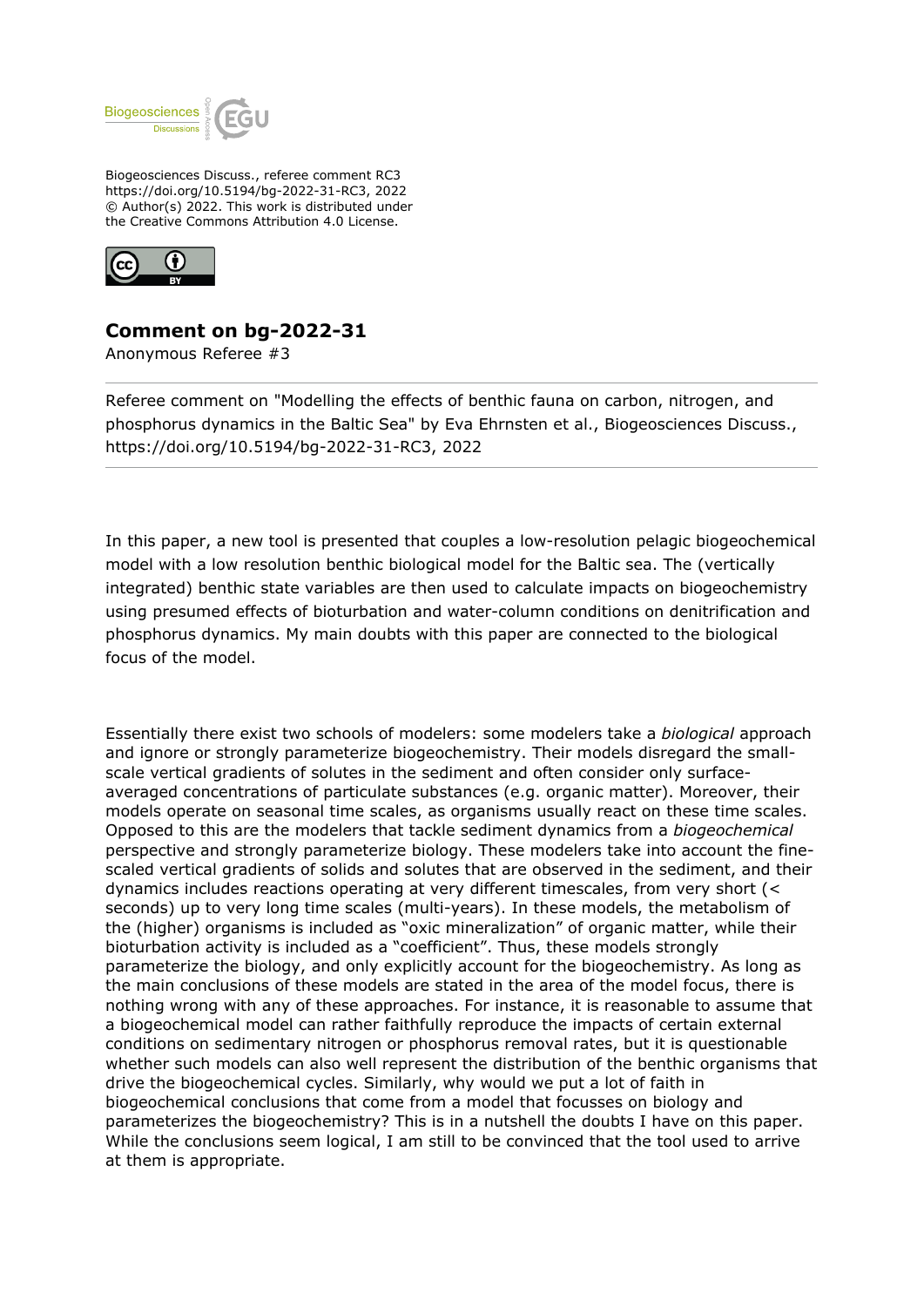Biogeosciences Discuss., referee comment RC3
https://doi.org/10.5194/bg-2022-31-RC3, 2022
© Author(s) 2022. This work is distributed under
the Creative Commons Attribution 4.0 License.

## Comment on bg-2022-31

Anonymous Referee #3

Referee comment on "Modelling the effects of benthic fauna on carbon, nitrogen, and phosphorus dynamics in the Baltic Sea" by Eva Ehrnsten et al., Biogeosciences Discuss., https://doi.org/10.5194/bg-2022-31-RC3, 2022

In this paper, a new tool is presented that couples a low-resolution pelagic biogeochemical model with a low resolution benthic biological model for the Baltic sea. The (vertically integrated) benthic state variables are then used to calculate impacts on biogeochemistry using presumed effects of bioturbation and water-column conditions on denitrification and phosphorus dynamics. My main doubts with this paper are connected to the biological focus of the model.

Essentially there exist two schools of modelers: some modelers take a *biological* approach and ignore or strongly parameterize biogeochemistry. Their models disregard the small-scale vertical gradients of solutes in the sediment and often consider only surface-averaged concentrations of particulate substances (e.g. organic matter). Moreover, their models operate on seasonal time scales, as organisms usually react on these time scales. Opposed to this are the modelers that tackle sediment dynamics from a *biogeochemical* perspective and strongly parameterize biology. These modelers take into account the fine-scaled vertical gradients of solids and solutes that are observed in the sediment, and their dynamics includes reactions operating at very different timescales, from very short (< seconds) up to very long time scales (multi-years). In these models, the metabolism of the (higher) organisms is included as "oxic mineralization" of organic matter, while their bioturbation activity is included as a "coefficient". Thus, these models strongly parameterize the biology, and only explicitly account for the biogeochemistry. As long as the main conclusions of these models are stated in the area of the model focus, there is nothing wrong with any of these approaches. For instance, it is reasonable to assume that a biogeochemical model can rather faithfully reproduce the impacts of certain external conditions on sedimentary nitrogen or phosphorus removal rates, but it is questionable whether such models can also well represent the distribution of the benthic organisms that drive the biogeochemical cycles. Similarly, why would we put a lot of faith in biogeochemical conclusions that come from a model that focusses on biology and parameterizes the biogeochemistry? This is in a nutshell the doubts I have on this paper. While the conclusions seem logical, I am still to be convinced that the tool used to arrive at them is appropriate.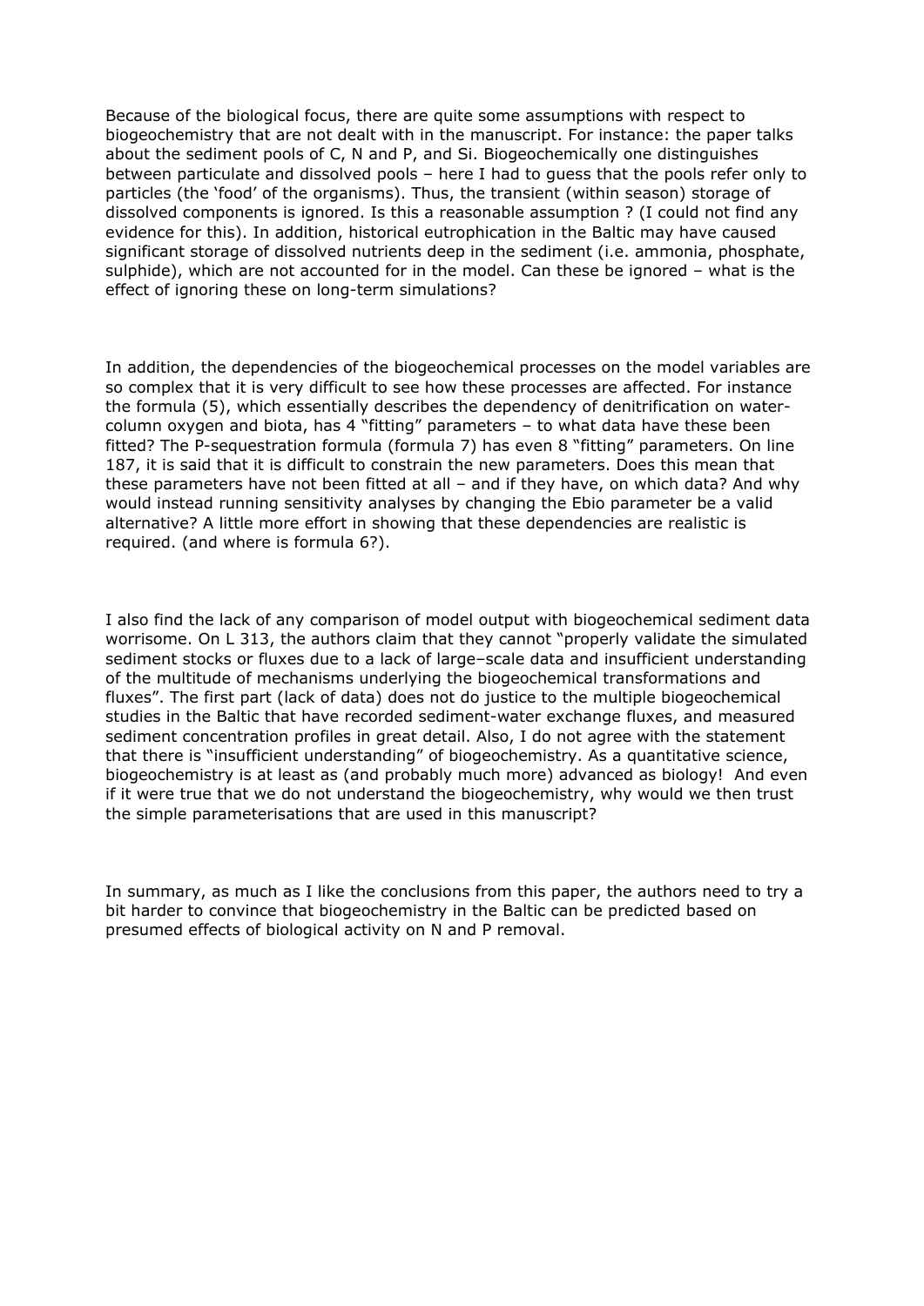Because of the biological focus, there are quite some assumptions with respect to biogeochemistry that are not dealt with in the manuscript. For instance: the paper talks about the sediment pools of C, N and P, and Si. Biogeochemically one distinguishes between particulate and dissolved pools – here I had to guess that the pools refer only to particles (the 'food' of the organisms). Thus, the transient (within season) storage of dissolved components is ignored. Is this a reasonable assumption ? (I could not find any evidence for this). In addition, historical eutrophication in the Baltic may have caused significant storage of dissolved nutrients deep in the sediment (i.e. ammonia, phosphate, sulphide), which are not accounted for in the model. Can these be ignored – what is the effect of ignoring these on long-term simulations?

In addition, the dependencies of the biogeochemical processes on the model variables are so complex that it is very difficult to see how these processes are affected. For instance the formula (5), which essentially describes the dependency of denitrification on water-column oxygen and biota, has 4 "fitting" parameters – to what data have these been fitted? The P-sequestration formula (formula 7) has even 8 "fitting" parameters. On line 187, it is said that it is difficult to constrain the new parameters. Does this mean that these parameters have not been fitted at all – and if they have, on which data? And why would instead running sensitivity analyses by changing the Ebio parameter be a valid alternative? A little more effort in showing that these dependencies are realistic is required. (and where is formula 6?).

I also find the lack of any comparison of model output with biogeochemical sediment data worrisome. On L 313, the authors claim that they cannot "properly validate the simulated sediment stocks or fluxes due to a lack of large–scale data and insufficient understanding of the multitude of mechanisms underlying the biogeochemical transformations and fluxes". The first part (lack of data) does not do justice to the multiple biogeochemical studies in the Baltic that have recorded sediment-water exchange fluxes, and measured sediment concentration profiles in great detail. Also, I do not agree with the statement that there is "insufficient understanding" of biogeochemistry. As a quantitative science, biogeochemistry is at least as (and probably much more) advanced as biology! And even if it were true that we do not understand the biogeochemistry, why would we then trust the simple parameterisations that are used in this manuscript?

In summary, as much as I like the conclusions from this paper, the authors need to try a bit harder to convince that biogeochemistry in the Baltic can be predicted based on presumed effects of biological activity on N and P removal.